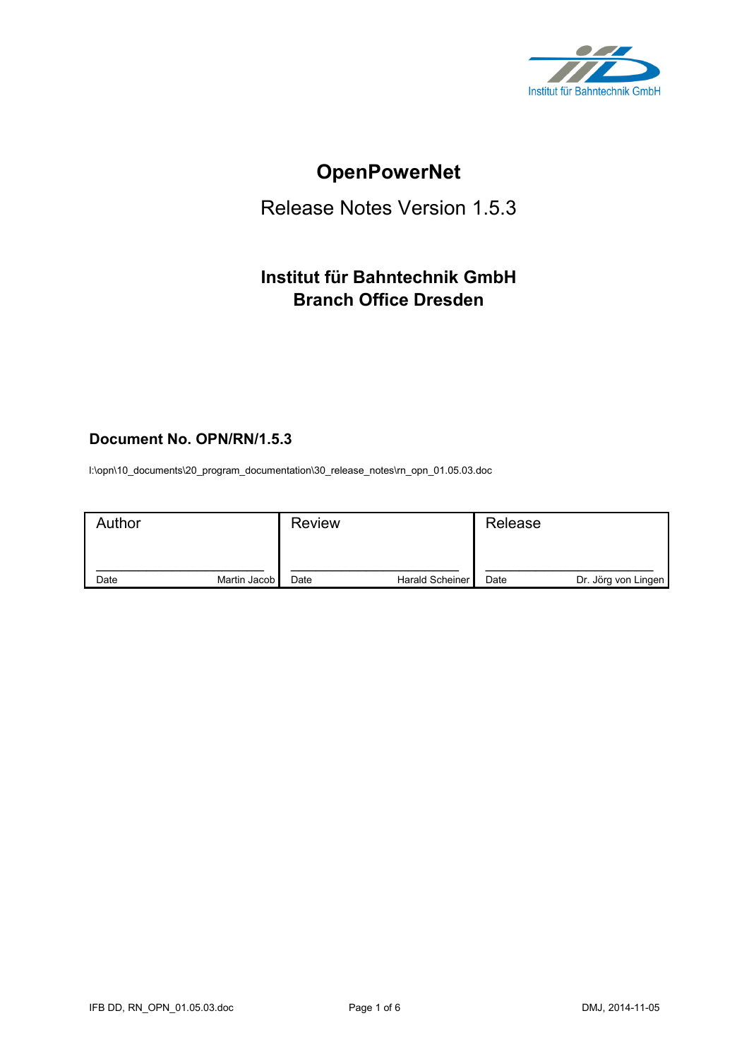Institut für Bahntechnik GmbH

# OpenPowerNet

## Release Notes Version 1.5.3

### Institut für Bahntechnik GmbH
### Branch Office Dresden

**Document No. OPN/RN/1.5.3**

I:\opn\10_documents\20_program_documentation\30_release_notes\rn_opn_01.05.03.doc

| Author | Review | Release |
|---|---|---|
| Date Martin Jacob | Date Harald Scheiner | Date Dr. Jörg von Lingen |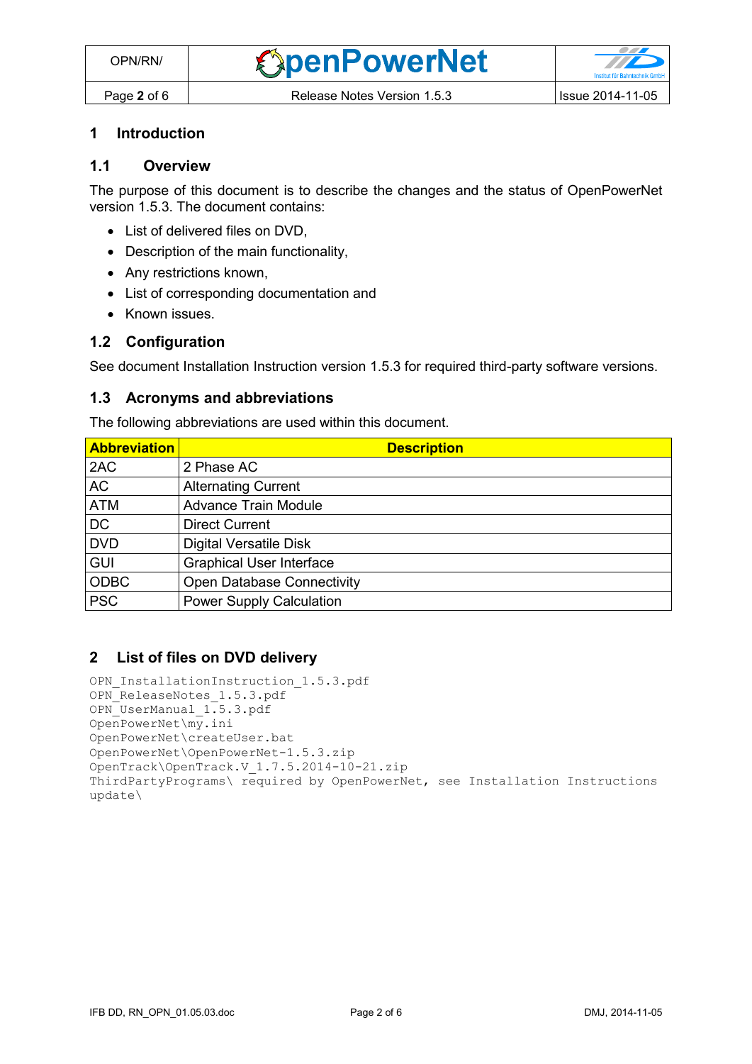# 1 Introduction

## 1.1 Overview

The purpose of this document is to describe the changes and the status of OpenPowerNet version 1.5.3. The document contains:

- List of delivered files on DVD,
- Description of the main functionality,
- Any restrictions known,
- List of corresponding documentation and
- Known issues.

## 1.2 Configuration

See document Installation Instruction version 1.5.3 for required third-party software versions.

## 1.3 Acronyms and abbreviations

The following abbreviations are used within this document.

| Abbreviation | Description |
|---|---|
| 2AC | 2 Phase AC |
| AC | Alternating Current |
| ATM | Advance Train Module |
| DC | Direct Current |
| DVD | Digital Versatile Disk |
| GUI | Graphical User Interface |
| ODBC | Open Database Connectivity |
| PSC | Power Supply Calculation |

# 2 List of files on DVD delivery

```
OPN_InstallationInstruction_1.5.3.pdf
OPN_ReleaseNotes_1.5.3.pdf
OPN_UserManual_1.5.3.pdf
OpenPowerNet\my.ini
OpenPowerNet\createUser.bat
OpenPowerNet\OpenPowerNet-1.5.3.zip
OpenTrack\OpenTrack.V_1.7.5.2014-10-21.zip
ThirdPartyPrograms\ required by OpenPowerNet, see Installation Instructions
update\
```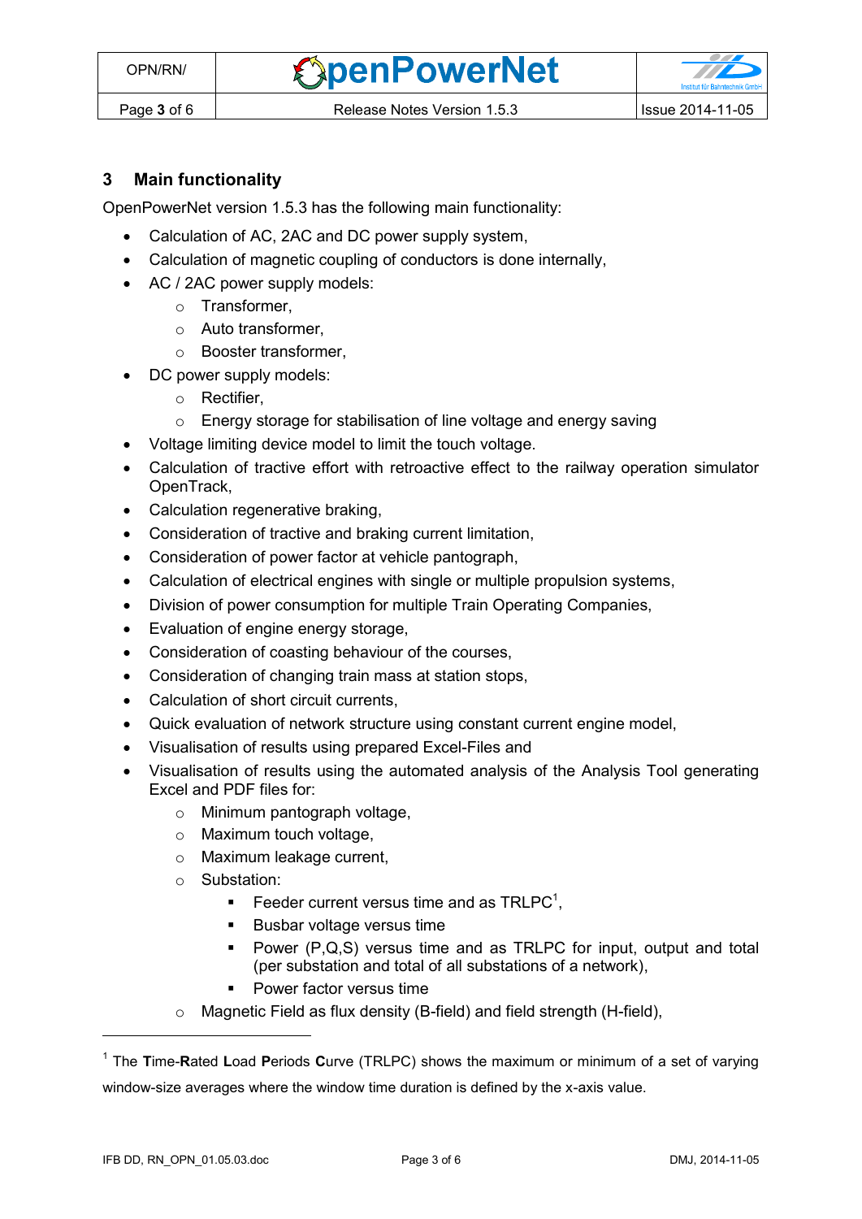## 3 Main functionality

OpenPowerNet version 1.5.3 has the following main functionality:

- Calculation of AC, 2AC and DC power supply system,
- Calculation of magnetic coupling of conductors is done internally,
- AC / 2AC power supply models:
  - Transformer,
  - Auto transformer,
  - Booster transformer,
- DC power supply models:
  - Rectifier,
  - Energy storage for stabilisation of line voltage and energy saving
- Voltage limiting device model to limit the touch voltage.
- Calculation of tractive effort with retroactive effect to the railway operation simulator OpenTrack,
- Calculation regenerative braking,
- Consideration of tractive and braking current limitation,
- Consideration of power factor at vehicle pantograph,
- Calculation of electrical engines with single or multiple propulsion systems,
- Division of power consumption for multiple Train Operating Companies,
- Evaluation of engine energy storage,
- Consideration of coasting behaviour of the courses,
- Consideration of changing train mass at station stops,
- Calculation of short circuit currents,
- Quick evaluation of network structure using constant current engine model,
- Visualisation of results using prepared Excel-Files and
- Visualisation of results using the automated analysis of the Analysis Tool generating Excel and PDF files for:
  - Minimum pantograph voltage,
  - Maximum touch voltage,
  - Maximum leakage current,
  - Substation:
    - Feeder current versus time and as TRLPC[1],
    - Busbar voltage versus time
    - Power (P,Q,S) versus time and as TRLPC for input, output and total (per substation and total of all substations of a network),
    - Power factor versus time
  - Magnetic Field as flux density (B-field) and field strength (H-field),

---

[1] The **T**ime-**R**ated **L**oad **P**eriods **C**urve (TRLPC) shows the maximum or minimum of a set of varying window-size averages where the window time duration is defined by the x-axis value.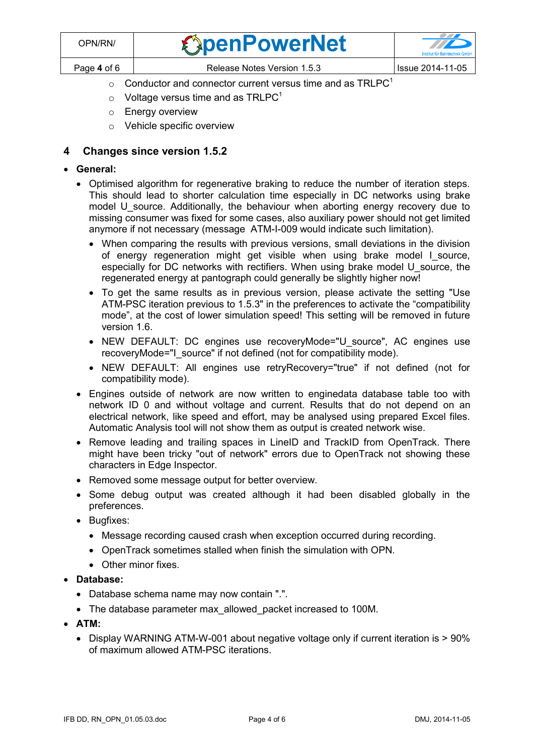- Conductor and connector current versus time and as TRLPC[1]
- Voltage versus time and as TRLPC[1]
- Energy overview
- Vehicle specific overview

## 4 Changes since version 1.5.2

- **General:**
  - Optimised algorithm for regenerative braking to reduce the number of iteration steps. This should lead to shorter calculation time especially in DC networks using brake model U_source. Additionally, the behaviour when aborting energy recovery due to missing consumer was fixed for some cases, also auxiliary power should not get limited anymore if not necessary (message ATM-I-009 would indicate such limitation).
    - When comparing the results with previous versions, small deviations in the division of energy regeneration might get visible when using brake model I_source, especially for DC networks with rectifiers. When using brake model U_source, the regenerated energy at pantograph could generally be slightly higher now!
    - To get the same results as in previous version, please activate the setting "Use ATM-PSC iteration previous to 1.5.3" in the preferences to activate the “compatibility mode”, at the cost of lower simulation speed! This setting will be removed in future version 1.6.
    - NEW DEFAULT: DC engines use recoveryMode="U_source", AC engines use recoveryMode="I_source" if not defined (not for compatibility mode).
    - NEW DEFAULT: All engines use retryRecovery="true" if not defined (not for compatibility mode).
  - Engines outside of network are now written to enginedata database table too with network ID 0 and without voltage and current. Results that do not depend on an electrical network, like speed and effort, may be analysed using prepared Excel files. Automatic Analysis tool will not show them as output is created network wise.
  - Remove leading and trailing spaces in LineID and TrackID from OpenTrack. There might have been tricky "out of network" errors due to OpenTrack not showing these characters in Edge Inspector.
  - Removed some message output for better overview.
  - Some debug output was created although it had been disabled globally in the preferences.
  - Bugfixes:
    - Message recording caused crash when exception occurred during recording.
    - OpenTrack sometimes stalled when finish the simulation with OPN.
    - Other minor fixes.
- **Database:**
  - Database schema name may now contain ".".
  - The database parameter max_allowed_packet increased to 100M.
- **ATM:**
  - Display WARNING ATM-W-001 about negative voltage only if current iteration is > 90% of maximum allowed ATM-PSC iterations.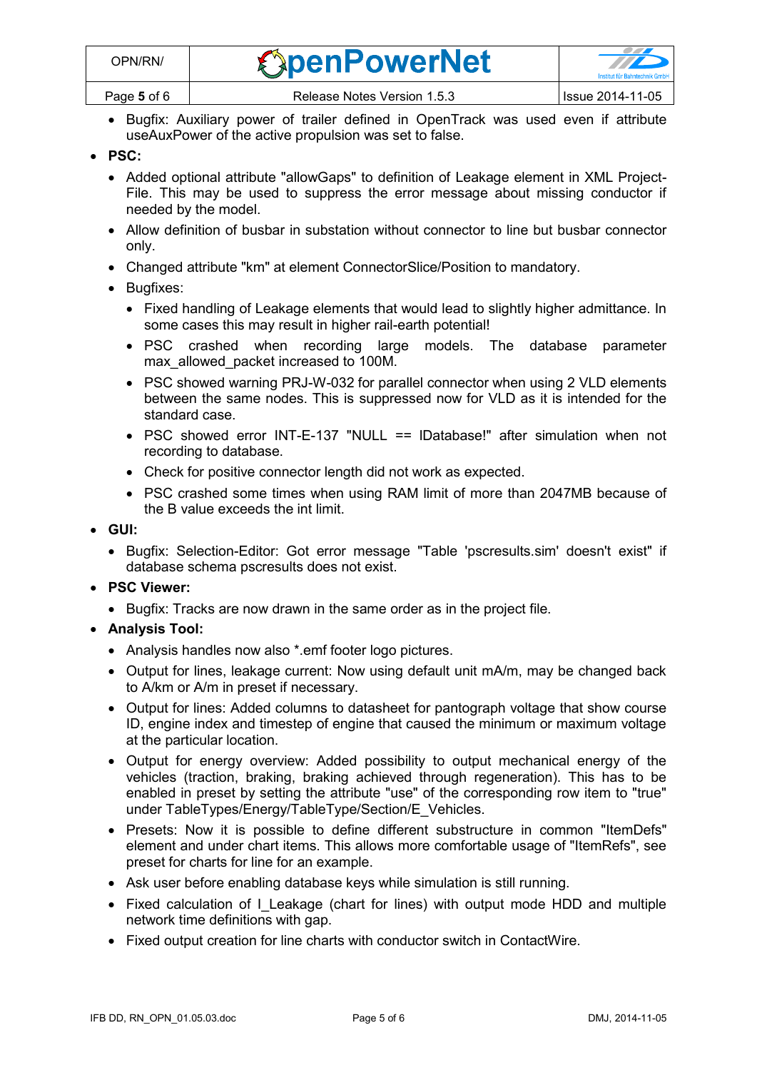- Bugfix: Auxiliary power of trailer defined in OpenTrack was used even if attribute useAuxPower of the active propulsion was set to false.

- **PSC:**
  - Added optional attribute "allowGaps" to definition of Leakage element in XML Project-File. This may be used to suppress the error message about missing conductor if needed by the model.
  - Allow definition of busbar in substation without connector to line but busbar connector only.
  - Changed attribute "km" at element ConnectorSlice/Position to mandatory.
  - Bugfixes:
    - Fixed handling of Leakage elements that would lead to slightly higher admittance. In some cases this may result in higher rail-earth potential!
    - PSC crashed when recording large models. The database parameter max_allowed_packet increased to 100M.
    - PSC showed warning PRJ-W-032 for parallel connector when using 2 VLD elements between the same nodes. This is suppressed now for VLD as it is intended for the standard case.
    - PSC showed error INT-E-137 "NULL == lDatabase!" after simulation when not recording to database.
    - Check for positive connector length did not work as expected.
    - PSC crashed some times when using RAM limit of more than 2047MB because of the B value exceeds the int limit.

- **GUI:**
  - Bugfix: Selection-Editor: Got error message "Table 'pscresults.sim' doesn't exist" if database schema pscresults does not exist.

- **PSC Viewer:**
  - Bugfix: Tracks are now drawn in the same order as in the project file.

- **Analysis Tool:**
  - Analysis handles now also *.emf footer logo pictures.
  - Output for lines, leakage current: Now using default unit mA/m, may be changed back to A/km or A/m in preset if necessary.
  - Output for lines: Added columns to datasheet for pantograph voltage that show course ID, engine index and timestep of engine that caused the minimum or maximum voltage at the particular location.
  - Output for energy overview: Added possibility to output mechanical energy of the vehicles (traction, braking, braking achieved through regeneration). This has to be enabled in preset by setting the attribute "use" of the corresponding row item to "true" under TableTypes/Energy/TableType/Section/E_Vehicles.
  - Presets: Now it is possible to define different substructure in common "ItemDefs" element and under chart items. This allows more comfortable usage of "ItemRefs", see preset for charts for line for an example.
  - Ask user before enabling database keys while simulation is still running.
  - Fixed calculation of I_Leakage (chart for lines) with output mode HDD and multiple network time definitions with gap.
  - Fixed output creation for line charts with conductor switch in ContactWire.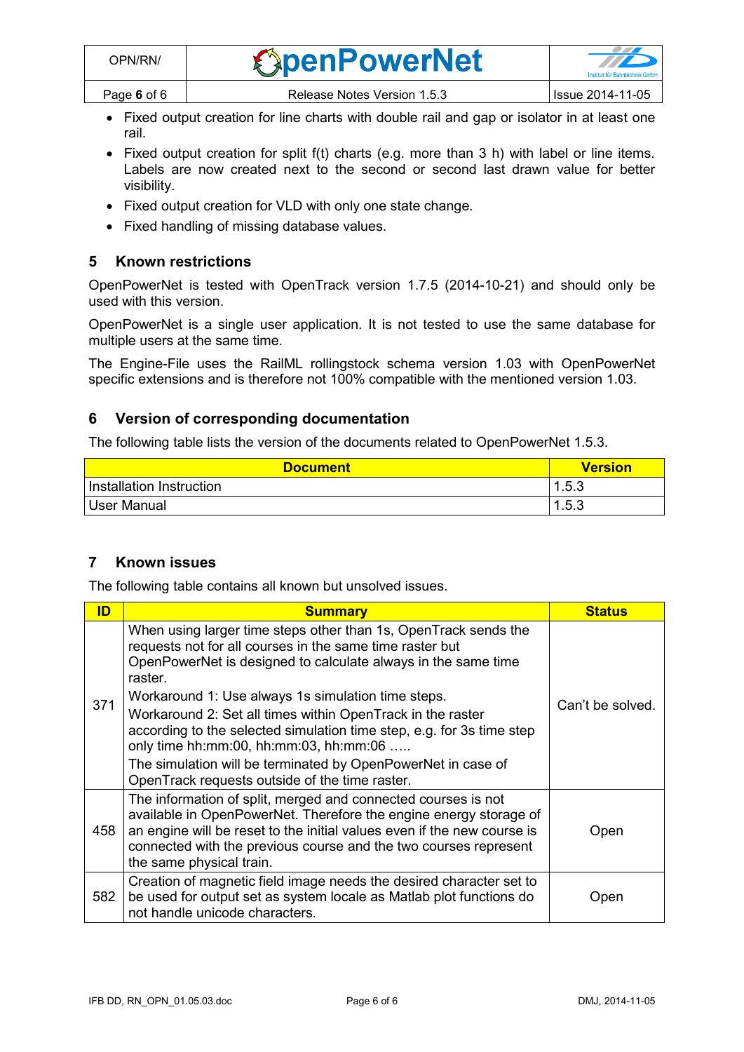- Fixed output creation for line charts with double rail and gap or isolator in at least one rail.
- Fixed output creation for split f(t) charts (e.g. more than 3 h) with label or line items. Labels are now created next to the second or second last drawn value for better visibility.
- Fixed output creation for VLD with only one state change.
- Fixed handling of missing database values.

## 5 Known restrictions

OpenPowerNet is tested with OpenTrack version 1.7.5 (2014-10-21) and should only be used with this version.

OpenPowerNet is a single user application. It is not tested to use the same database for multiple users at the same time.

The Engine-File uses the RailML rollingstock schema version 1.03 with OpenPowerNet specific extensions and is therefore not 100% compatible with the mentioned version 1.03.

## 6 Version of corresponding documentation

The following table lists the version of the documents related to OpenPowerNet 1.5.3.

| Document | Version |
|---|---|
| Installation Instruction | 1.5.3 |
| User Manual | 1.5.3 |

## 7 Known issues

The following table contains all known but unsolved issues.

| ID | Summary | Status |
|---|---|---|
| 371 | When using larger time steps other than 1s, OpenTrack sends the requests not for all courses in the same time raster but OpenPowerNet is designed to calculate always in the same time raster.<br>Workaround 1: Use always 1s simulation time steps.<br>Workaround 2: Set all times within OpenTrack in the raster according to the selected simulation time step, e.g. for 3s time step only time hh:mm:00, hh:mm:03, hh:mm:06 …..<br>The simulation will be terminated by OpenPowerNet in case of OpenTrack requests outside of the time raster. | Can't be solved. |
| 458 | The information of split, merged and connected courses is not available in OpenPowerNet. Therefore the engine energy storage of an engine will be reset to the initial values even if the new course is connected with the previous course and the two courses represent the same physical train. | Open |
| 582 | Creation of magnetic field image needs the desired character set to be used for output set as system locale as Matlab plot functions do not handle unicode characters. | Open |